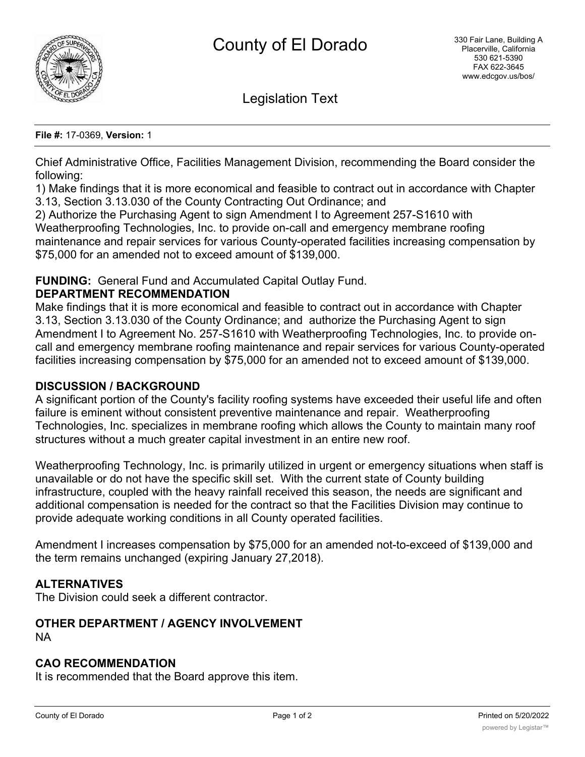# County of El Dorado

330 Fair Lane, Building A
Placerville, California
530 621-5390
FAX 622-3645
www.edcgov.us/bos/

## Legislation Text

**File #:** 17-0369, **Version:** 1

Chief Administrative Office, Facilities Management Division, recommending the Board consider the following:
1) Make findings that it is more economical and feasible to contract out in accordance with Chapter 3.13, Section 3.13.030 of the County Contracting Out Ordinance; and
2) Authorize the Purchasing Agent to sign Amendment I to Agreement 257-S1610 with Weatherproofing Technologies, Inc. to provide on-call and emergency membrane roofing maintenance and repair services for various County-operated facilities increasing compensation by $75,000 for an amended not to exceed amount of $139,000.

**FUNDING:** General Fund and Accumulated Capital Outlay Fund.

**DEPARTMENT RECOMMENDATION**

Make findings that it is more economical and feasible to contract out in accordance with Chapter 3.13, Section 3.13.030 of the County Ordinance; and authorize the Purchasing Agent to sign Amendment I to Agreement No. 257-S1610 with Weatherproofing Technologies, Inc. to provide on-call and emergency membrane roofing maintenance and repair services for various County-operated facilities increasing compensation by $75,000 for an amended not to exceed amount of $139,000.

**DISCUSSION / BACKGROUND**

A significant portion of the County's facility roofing systems have exceeded their useful life and often failure is eminent without consistent preventive maintenance and repair. Weatherproofing Technologies, Inc. specializes in membrane roofing which allows the County to maintain many roof structures without a much greater capital investment in an entire new roof.

Weatherproofing Technology, Inc. is primarily utilized in urgent or emergency situations when staff is unavailable or do not have the specific skill set. With the current state of County building infrastructure, coupled with the heavy rainfall received this season, the needs are significant and additional compensation is needed for the contract so that the Facilities Division may continue to provide adequate working conditions in all County operated facilities.

Amendment I increases compensation by $75,000 for an amended not-to-exceed of $139,000 and the term remains unchanged (expiring January 27,2018).

**ALTERNATIVES**

The Division could seek a different contractor.

**OTHER DEPARTMENT / AGENCY INVOLVEMENT**

NA

**CAO RECOMMENDATION**

It is recommended that the Board approve this item.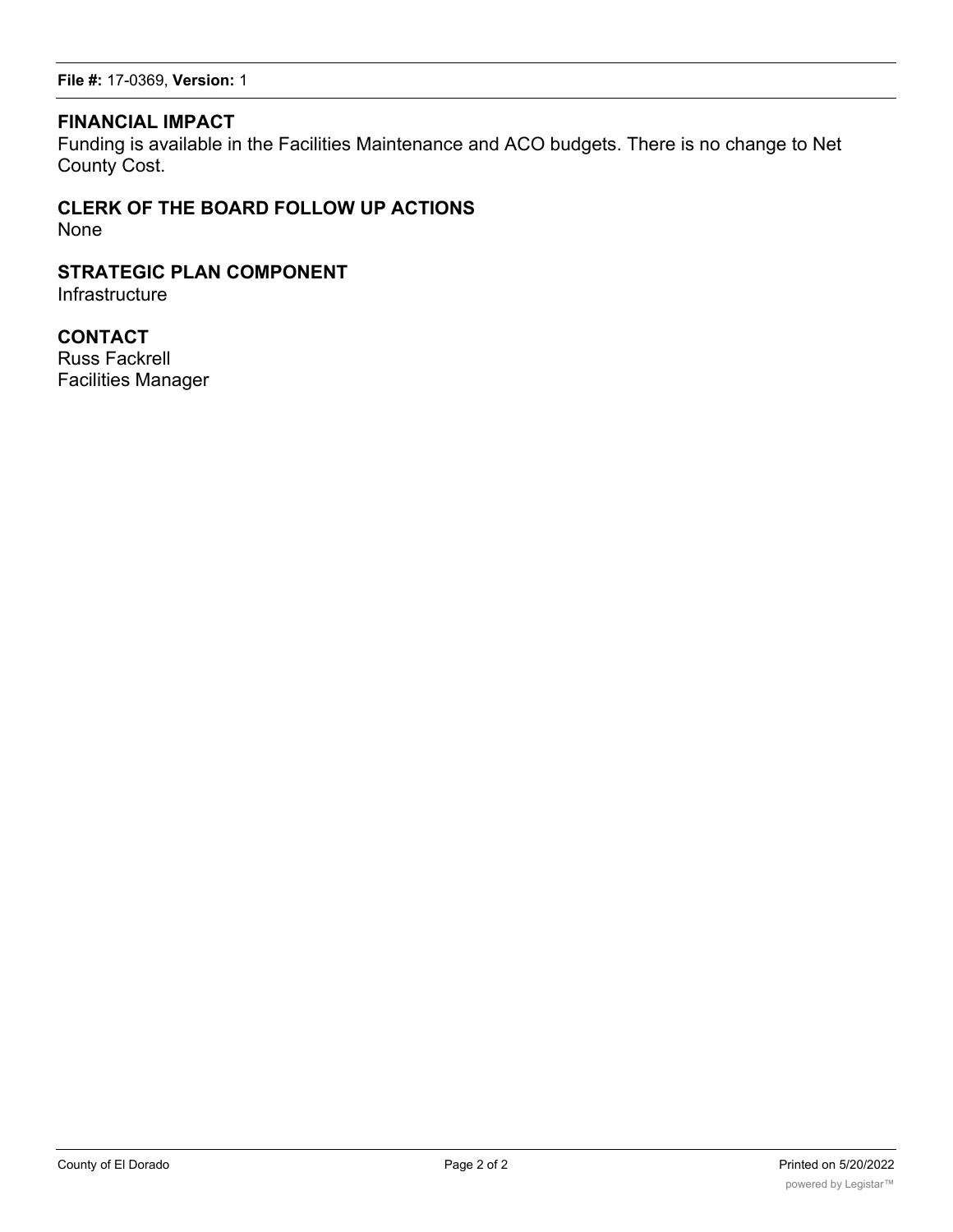## FINANCIAL IMPACT

Funding is available in the Facilities Maintenance and ACO budgets. There is no change to Net County Cost.

## CLERK OF THE BOARD FOLLOW UP ACTIONS

None

## STRATEGIC PLAN COMPONENT

Infrastructure

## CONTACT

Russ Fackrell
Facilities Manager